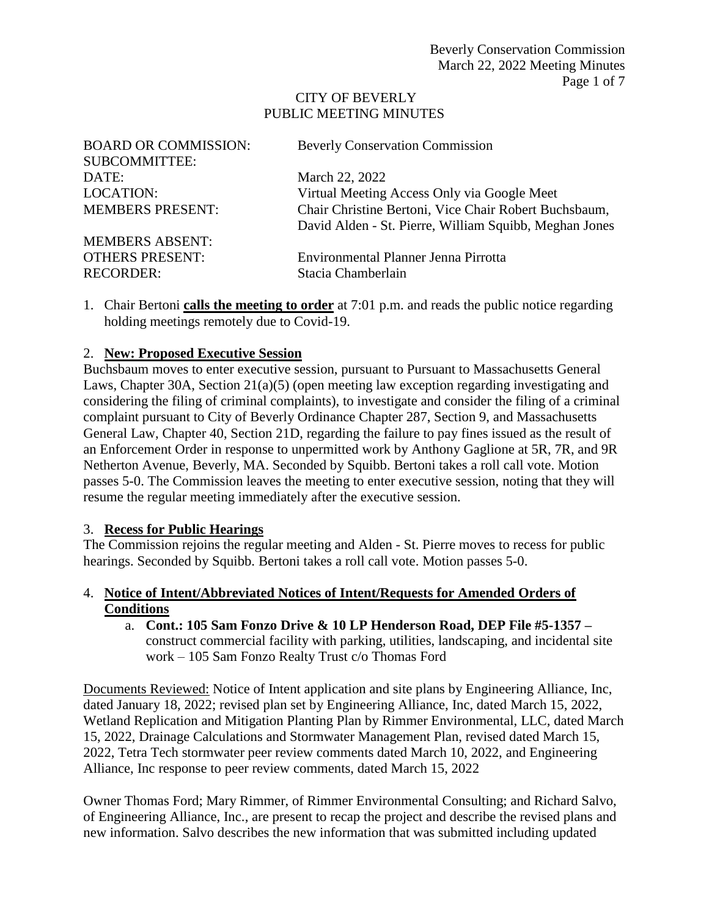CITY OF BEVERLY
PUBLIC MEETING MINUTES

| | |
|---|---|
| BOARD OR COMMISSION: | Beverly Conservation Commission |
| SUBCOMMITTEE: | |
| DATE: | March 22, 2022 |
| LOCATION: | Virtual Meeting Access Only via Google Meet |
| MEMBERS PRESENT: | Chair Christine Bertoni, Vice Chair Robert Buchsbaum, David Alden - St. Pierre, William Squibb, Meghan Jones |
| MEMBERS ABSENT: | |
| OTHERS PRESENT: | Environmental Planner Jenna Pirrotta |
| RECORDER: | Stacia Chamberlain |

1. Chair Bertoni **calls the meeting to order** at 7:01 p.m. and reads the public notice regarding holding meetings remotely due to Covid-19.

2. **New: Proposed Executive Session**

Buchsbaum moves to enter executive session, pursuant to Pursuant to Massachusetts General Laws, Chapter 30A, Section 21(a)(5) (open meeting law exception regarding investigating and considering the filing of criminal complaints), to investigate and consider the filing of a criminal complaint pursuant to City of Beverly Ordinance Chapter 287, Section 9, and Massachusetts General Law, Chapter 40, Section 21D, regarding the failure to pay fines issued as the result of an Enforcement Order in response to unpermitted work by Anthony Gaglione at 5R, 7R, and 9R Netherton Avenue, Beverly, MA. Seconded by Squibb. Bertoni takes a roll call vote. Motion passes 5-0. The Commission leaves the meeting to enter executive session, noting that they will resume the regular meeting immediately after the executive session.

3. **Recess for Public Hearings**

The Commission rejoins the regular meeting and Alden - St. Pierre moves to recess for public hearings. Seconded by Squibb. Bertoni takes a roll call vote. Motion passes 5-0.

4. **Notice of Intent/Abbreviated Notices of Intent/Requests for Amended Orders of Conditions**

   a. **Cont.: 105 Sam Fonzo Drive & 10 LP Henderson Road, DEP File #5-1357 –** construct commercial facility with parking, utilities, landscaping, and incidental site work – 105 Sam Fonzo Realty Trust c/o Thomas Ford

Documents Reviewed: Notice of Intent application and site plans by Engineering Alliance, Inc, dated January 18, 2022; revised plan set by Engineering Alliance, Inc, dated March 15, 2022, Wetland Replication and Mitigation Planting Plan by Rimmer Environmental, LLC, dated March 15, 2022, Drainage Calculations and Stormwater Management Plan, revised dated March 15, 2022, Tetra Tech stormwater peer review comments dated March 10, 2022, and Engineering Alliance, Inc response to peer review comments, dated March 15, 2022

Owner Thomas Ford; Mary Rimmer, of Rimmer Environmental Consulting; and Richard Salvo, of Engineering Alliance, Inc., are present to recap the project and describe the revised plans and new information. Salvo describes the new information that was submitted including updated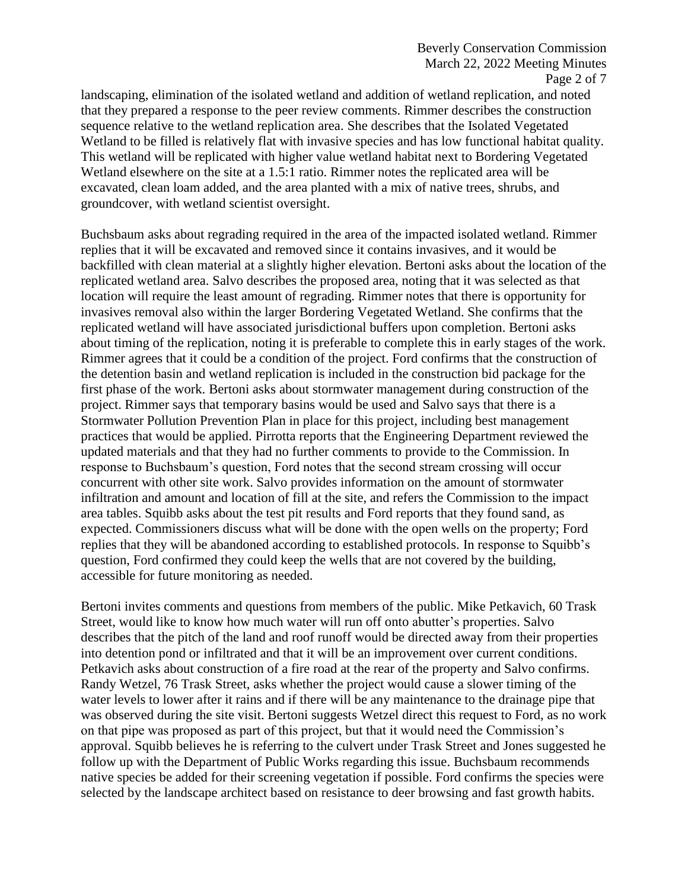landscaping, elimination of the isolated wetland and addition of wetland replication, and noted that they prepared a response to the peer review comments. Rimmer describes the construction sequence relative to the wetland replication area. She describes that the Isolated Vegetated Wetland to be filled is relatively flat with invasive species and has low functional habitat quality. This wetland will be replicated with higher value wetland habitat next to Bordering Vegetated Wetland elsewhere on the site at a 1.5:1 ratio. Rimmer notes the replicated area will be excavated, clean loam added, and the area planted with a mix of native trees, shrubs, and groundcover, with wetland scientist oversight.

Buchsbaum asks about regrading required in the area of the impacted isolated wetland. Rimmer replies that it will be excavated and removed since it contains invasives, and it would be backfilled with clean material at a slightly higher elevation. Bertoni asks about the location of the replicated wetland area. Salvo describes the proposed area, noting that it was selected as that location will require the least amount of regrading. Rimmer notes that there is opportunity for invasives removal also within the larger Bordering Vegetated Wetland. She confirms that the replicated wetland will have associated jurisdictional buffers upon completion. Bertoni asks about timing of the replication, noting it is preferable to complete this in early stages of the work. Rimmer agrees that it could be a condition of the project. Ford confirms that the construction of the detention basin and wetland replication is included in the construction bid package for the first phase of the work. Bertoni asks about stormwater management during construction of the project. Rimmer says that temporary basins would be used and Salvo says that there is a Stormwater Pollution Prevention Plan in place for this project, including best management practices that would be applied. Pirrotta reports that the Engineering Department reviewed the updated materials and that they had no further comments to provide to the Commission. In response to Buchsbaum's question, Ford notes that the second stream crossing will occur concurrent with other site work. Salvo provides information on the amount of stormwater infiltration and amount and location of fill at the site, and refers the Commission to the impact area tables. Squibb asks about the test pit results and Ford reports that they found sand, as expected. Commissioners discuss what will be done with the open wells on the property; Ford replies that they will be abandoned according to established protocols. In response to Squibb's question, Ford confirmed they could keep the wells that are not covered by the building, accessible for future monitoring as needed.

Bertoni invites comments and questions from members of the public. Mike Petkavich, 60 Trask Street, would like to know how much water will run off onto abutter's properties. Salvo describes that the pitch of the land and roof runoff would be directed away from their properties into detention pond or infiltrated and that it will be an improvement over current conditions. Petkavich asks about construction of a fire road at the rear of the property and Salvo confirms. Randy Wetzel, 76 Trask Street, asks whether the project would cause a slower timing of the water levels to lower after it rains and if there will be any maintenance to the drainage pipe that was observed during the site visit. Bertoni suggests Wetzel direct this request to Ford, as no work on that pipe was proposed as part of this project, but that it would need the Commission's approval. Squibb believes he is referring to the culvert under Trask Street and Jones suggested he follow up with the Department of Public Works regarding this issue. Buchsbaum recommends native species be added for their screening vegetation if possible. Ford confirms the species were selected by the landscape architect based on resistance to deer browsing and fast growth habits.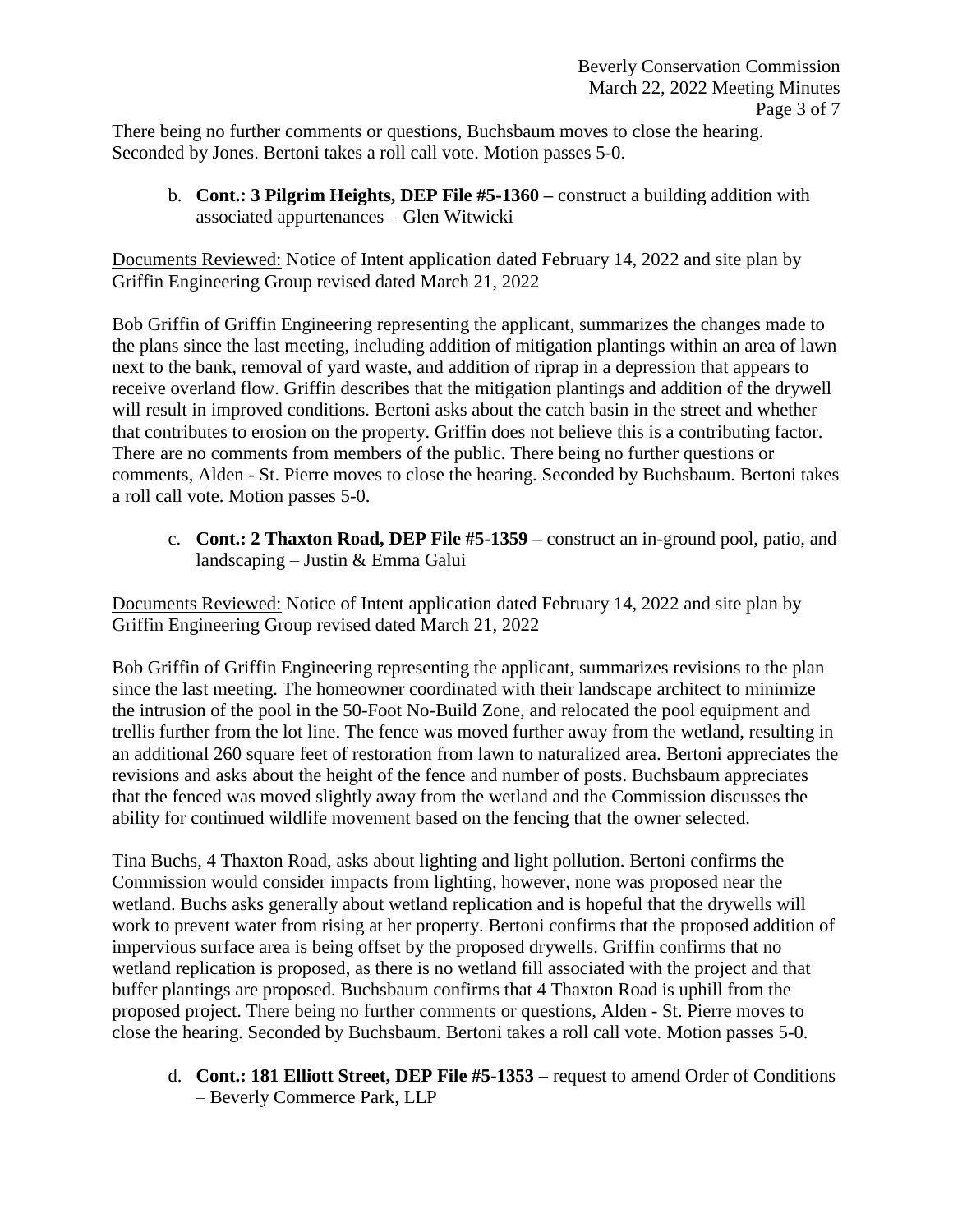There being no further comments or questions, Buchsbaum moves to close the hearing. Seconded by Jones. Bertoni takes a roll call vote. Motion passes 5-0.

b. **Cont.: 3 Pilgrim Heights, DEP File #5-1360 –** construct a building addition with associated appurtenances – Glen Witwicki

Documents Reviewed: Notice of Intent application dated February 14, 2022 and site plan by Griffin Engineering Group revised dated March 21, 2022

Bob Griffin of Griffin Engineering representing the applicant, summarizes the changes made to the plans since the last meeting, including addition of mitigation plantings within an area of lawn next to the bank, removal of yard waste, and addition of riprap in a depression that appears to receive overland flow. Griffin describes that the mitigation plantings and addition of the drywell will result in improved conditions. Bertoni asks about the catch basin in the street and whether that contributes to erosion on the property. Griffin does not believe this is a contributing factor. There are no comments from members of the public. There being no further questions or comments, Alden - St. Pierre moves to close the hearing. Seconded by Buchsbaum. Bertoni takes a roll call vote. Motion passes 5-0.

c. **Cont.: 2 Thaxton Road, DEP File #5-1359 –** construct an in-ground pool, patio, and landscaping – Justin & Emma Galui

Documents Reviewed: Notice of Intent application dated February 14, 2022 and site plan by Griffin Engineering Group revised dated March 21, 2022

Bob Griffin of Griffin Engineering representing the applicant, summarizes revisions to the plan since the last meeting. The homeowner coordinated with their landscape architect to minimize the intrusion of the pool in the 50-Foot No-Build Zone, and relocated the pool equipment and trellis further from the lot line. The fence was moved further away from the wetland, resulting in an additional 260 square feet of restoration from lawn to naturalized area. Bertoni appreciates the revisions and asks about the height of the fence and number of posts. Buchsbaum appreciates that the fenced was moved slightly away from the wetland and the Commission discusses the ability for continued wildlife movement based on the fencing that the owner selected.

Tina Buchs, 4 Thaxton Road, asks about lighting and light pollution. Bertoni confirms the Commission would consider impacts from lighting, however, none was proposed near the wetland. Buchs asks generally about wetland replication and is hopeful that the drywells will work to prevent water from rising at her property. Bertoni confirms that the proposed addition of impervious surface area is being offset by the proposed drywells. Griffin confirms that no wetland replication is proposed, as there is no wetland fill associated with the project and that buffer plantings are proposed. Buchsbaum confirms that 4 Thaxton Road is uphill from the proposed project. There being no further comments or questions, Alden - St. Pierre moves to close the hearing. Seconded by Buchsbaum. Bertoni takes a roll call vote. Motion passes 5-0.

d. **Cont.: 181 Elliott Street, DEP File #5-1353 –** request to amend Order of Conditions – Beverly Commerce Park, LLP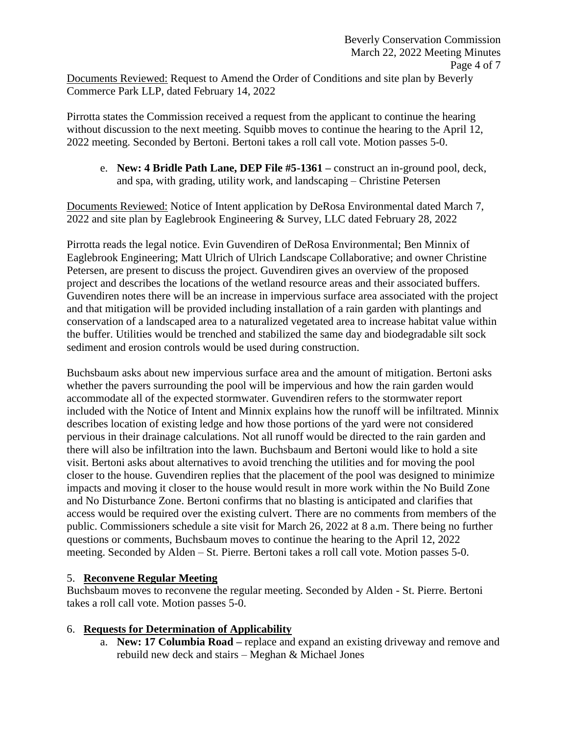Documents Reviewed: Request to Amend the Order of Conditions and site plan by Beverly Commerce Park LLP, dated February 14, 2022

Pirrotta states the Commission received a request from the applicant to continue the hearing without discussion to the next meeting. Squibb moves to continue the hearing to the April 12, 2022 meeting. Seconded by Bertoni. Bertoni takes a roll call vote. Motion passes 5-0.

e. **New: 4 Bridle Path Lane, DEP File #5-1361 –** construct an in-ground pool, deck, and spa, with grading, utility work, and landscaping – Christine Petersen

Documents Reviewed: Notice of Intent application by DeRosa Environmental dated March 7, 2022 and site plan by Eaglebrook Engineering & Survey, LLC dated February 28, 2022

Pirrotta reads the legal notice. Evin Guvendiren of DeRosa Environmental; Ben Minnix of Eaglebrook Engineering; Matt Ulrich of Ulrich Landscape Collaborative; and owner Christine Petersen, are present to discuss the project. Guvendiren gives an overview of the proposed project and describes the locations of the wetland resource areas and their associated buffers. Guvendiren notes there will be an increase in impervious surface area associated with the project and that mitigation will be provided including installation of a rain garden with plantings and conservation of a landscaped area to a naturalized vegetated area to increase habitat value within the buffer. Utilities would be trenched and stabilized the same day and biodegradable silt sock sediment and erosion controls would be used during construction.

Buchsbaum asks about new impervious surface area and the amount of mitigation. Bertoni asks whether the pavers surrounding the pool will be impervious and how the rain garden would accommodate all of the expected stormwater. Guvendiren refers to the stormwater report included with the Notice of Intent and Minnix explains how the runoff will be infiltrated. Minnix describes location of existing ledge and how those portions of the yard were not considered pervious in their drainage calculations. Not all runoff would be directed to the rain garden and there will also be infiltration into the lawn. Buchsbaum and Bertoni would like to hold a site visit. Bertoni asks about alternatives to avoid trenching the utilities and for moving the pool closer to the house. Guvendiren replies that the placement of the pool was designed to minimize impacts and moving it closer to the house would result in more work within the No Build Zone and No Disturbance Zone. Bertoni confirms that no blasting is anticipated and clarifies that access would be required over the existing culvert. There are no comments from members of the public. Commissioners schedule a site visit for March 26, 2022 at 8 a.m. There being no further questions or comments, Buchsbaum moves to continue the hearing to the April 12, 2022 meeting. Seconded by Alden – St. Pierre. Bertoni takes a roll call vote. Motion passes 5-0.

## 5. Reconvene Regular Meeting

Buchsbaum moves to reconvene the regular meeting. Seconded by Alden - St. Pierre. Bertoni takes a roll call vote. Motion passes 5-0.

## 6. Requests for Determination of Applicability

a. **New: 17 Columbia Road –** replace and expand an existing driveway and remove and rebuild new deck and stairs – Meghan & Michael Jones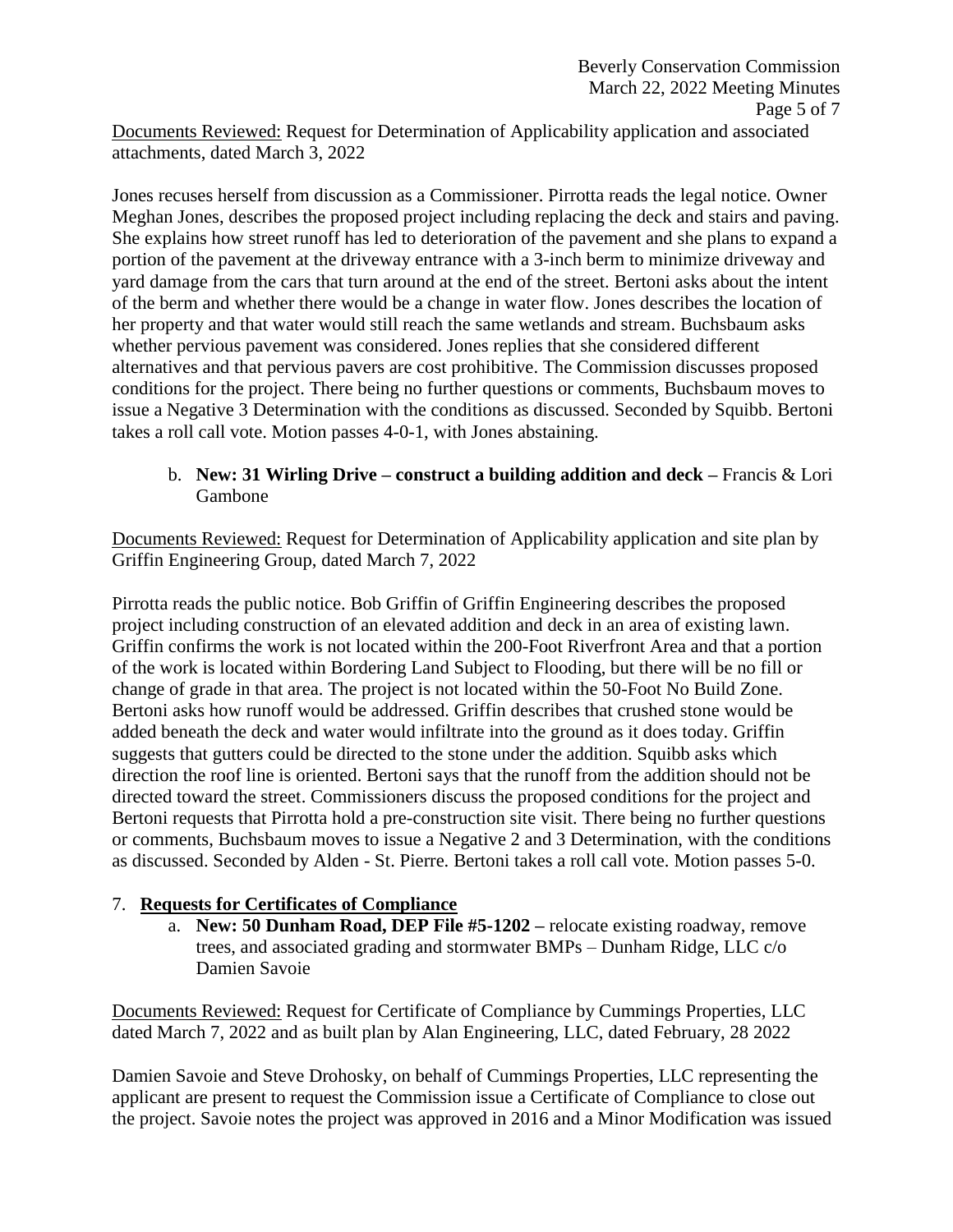Documents Reviewed: Request for Determination of Applicability application and associated attachments, dated March 3, 2022

Jones recuses herself from discussion as a Commissioner. Pirrotta reads the legal notice. Owner Meghan Jones, describes the proposed project including replacing the deck and stairs and paving. She explains how street runoff has led to deterioration of the pavement and she plans to expand a portion of the pavement at the driveway entrance with a 3-inch berm to minimize driveway and yard damage from the cars that turn around at the end of the street. Bertoni asks about the intent of the berm and whether there would be a change in water flow. Jones describes the location of her property and that water would still reach the same wetlands and stream. Buchsbaum asks whether pervious pavement was considered. Jones replies that she considered different alternatives and that pervious pavers are cost prohibitive. The Commission discusses proposed conditions for the project. There being no further questions or comments, Buchsbaum moves to issue a Negative 3 Determination with the conditions as discussed. Seconded by Squibb. Bertoni takes a roll call vote. Motion passes 4-0-1, with Jones abstaining.

b. **New: 31 Wirling Drive – construct a building addition and deck –** Francis & Lori Gambone

Documents Reviewed: Request for Determination of Applicability application and site plan by Griffin Engineering Group, dated March 7, 2022

Pirrotta reads the public notice. Bob Griffin of Griffin Engineering describes the proposed project including construction of an elevated addition and deck in an area of existing lawn. Griffin confirms the work is not located within the 200-Foot Riverfront Area and that a portion of the work is located within Bordering Land Subject to Flooding, but there will be no fill or change of grade in that area. The project is not located within the 50-Foot No Build Zone. Bertoni asks how runoff would be addressed. Griffin describes that crushed stone would be added beneath the deck and water would infiltrate into the ground as it does today. Griffin suggests that gutters could be directed to the stone under the addition. Squibb asks which direction the roof line is oriented. Bertoni says that the runoff from the addition should not be directed toward the street. Commissioners discuss the proposed conditions for the project and Bertoni requests that Pirrotta hold a pre-construction site visit. There being no further questions or comments, Buchsbaum moves to issue a Negative 2 and 3 Determination, with the conditions as discussed. Seconded by Alden - St. Pierre. Bertoni takes a roll call vote. Motion passes 5-0.

7. **Requests for Certificates of Compliance**
   a. **New: 50 Dunham Road, DEP File #5-1202 –** relocate existing roadway, remove trees, and associated grading and stormwater BMPs – Dunham Ridge, LLC c/o Damien Savoie

Documents Reviewed: Request for Certificate of Compliance by Cummings Properties, LLC dated March 7, 2022 and as built plan by Alan Engineering, LLC, dated February, 28 2022

Damien Savoie and Steve Drohosky, on behalf of Cummings Properties, LLC representing the applicant are present to request the Commission issue a Certificate of Compliance to close out the project. Savoie notes the project was approved in 2016 and a Minor Modification was issued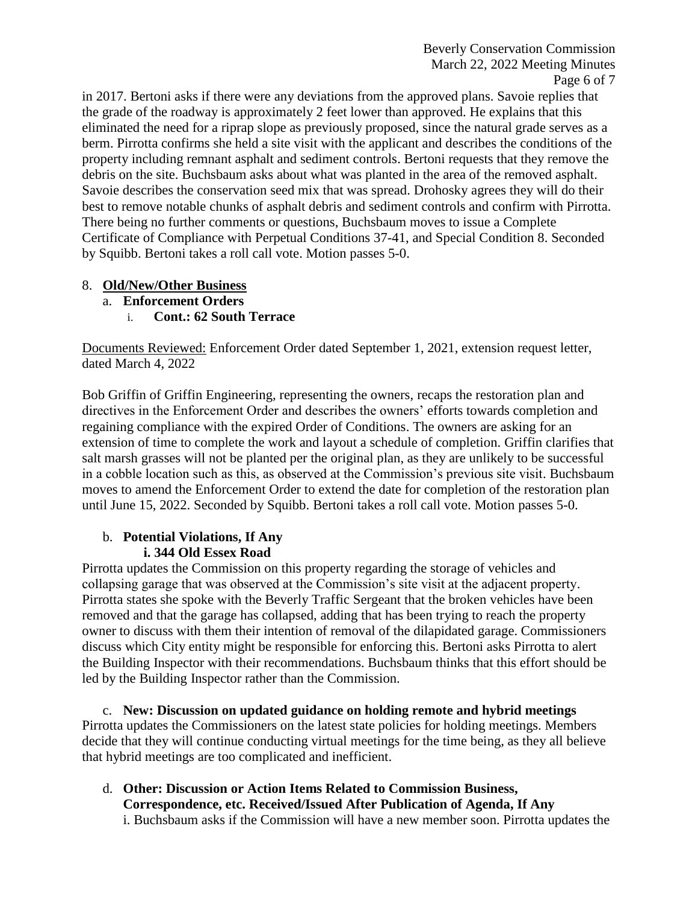in 2017. Bertoni asks if there were any deviations from the approved plans. Savoie replies that the grade of the roadway is approximately 2 feet lower than approved. He explains that this eliminated the need for a riprap slope as previously proposed, since the natural grade serves as a berm. Pirrotta confirms she held a site visit with the applicant and describes the conditions of the property including remnant asphalt and sediment controls. Bertoni requests that they remove the debris on the site. Buchsbaum asks about what was planted in the area of the removed asphalt. Savoie describes the conservation seed mix that was spread. Drohosky agrees they will do their best to remove notable chunks of asphalt debris and sediment controls and confirm with Pirrotta. There being no further comments or questions, Buchsbaum moves to issue a Complete Certificate of Compliance with Perpetual Conditions 37-41, and Special Condition 8. Seconded by Squibb. Bertoni takes a roll call vote. Motion passes 5-0.

8. **Old/New/Other Business**
   a. **Enforcement Orders**
      i. **Cont.: 62 South Terrace**

Documents Reviewed: Enforcement Order dated September 1, 2021, extension request letter, dated March 4, 2022

Bob Griffin of Griffin Engineering, representing the owners, recaps the restoration plan and directives in the Enforcement Order and describes the owners' efforts towards completion and regaining compliance with the expired Order of Conditions. The owners are asking for an extension of time to complete the work and layout a schedule of completion. Griffin clarifies that salt marsh grasses will not be planted per the original plan, as they are unlikely to be successful in a cobble location such as this, as observed at the Commission's previous site visit. Buchsbaum moves to amend the Enforcement Order to extend the date for completion of the restoration plan until June 15, 2022. Seconded by Squibb. Bertoni takes a roll call vote. Motion passes 5-0.

   b. **Potential Violations, If Any**
      **i. 344 Old Essex Road**

Pirrotta updates the Commission on this property regarding the storage of vehicles and collapsing garage that was observed at the Commission's site visit at the adjacent property. Pirrotta states she spoke with the Beverly Traffic Sergeant that the broken vehicles have been removed and that the garage has collapsed, adding that has been trying to reach the property owner to discuss with them their intention of removal of the dilapidated garage. Commissioners discuss which City entity might be responsible for enforcing this. Bertoni asks Pirrotta to alert the Building Inspector with their recommendations. Buchsbaum thinks that this effort should be led by the Building Inspector rather than the Commission.

   c. **New: Discussion on updated guidance on holding remote and hybrid meetings**

Pirrotta updates the Commissioners on the latest state policies for holding meetings. Members decide that they will continue conducting virtual meetings for the time being, as they all believe that hybrid meetings are too complicated and inefficient.

   d. **Other: Discussion or Action Items Related to Commission Business, Correspondence, etc. Received/Issued After Publication of Agenda, If Any**

      i. Buchsbaum asks if the Commission will have a new member soon. Pirrotta updates the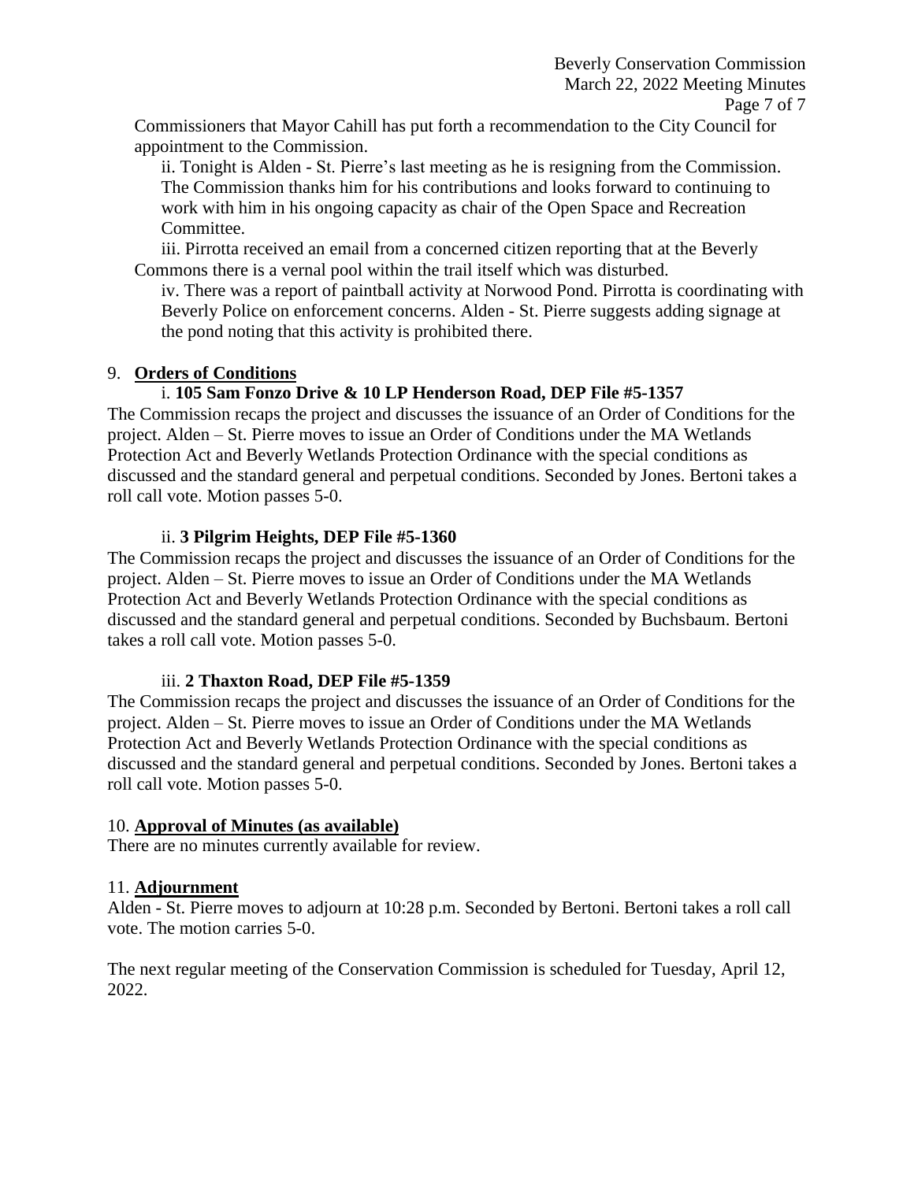Commissioners that Mayor Cahill has put forth a recommendation to the City Council for appointment to the Commission.

ii. Tonight is Alden - St. Pierre's last meeting as he is resigning from the Commission. The Commission thanks him for his contributions and looks forward to continuing to work with him in his ongoing capacity as chair of the Open Space and Recreation Committee.

iii. Pirrotta received an email from a concerned citizen reporting that at the Beverly Commons there is a vernal pool within the trail itself which was disturbed.

iv. There was a report of paintball activity at Norwood Pond. Pirrotta is coordinating with Beverly Police on enforcement concerns. Alden - St. Pierre suggests adding signage at the pond noting that this activity is prohibited there.

## 9. **Orders of Conditions**

### i. **105 Sam Fonzo Drive & 10 LP Henderson Road, DEP File #5-1357**

The Commission recaps the project and discusses the issuance of an Order of Conditions for the project. Alden – St. Pierre moves to issue an Order of Conditions under the MA Wetlands Protection Act and Beverly Wetlands Protection Ordinance with the special conditions as discussed and the standard general and perpetual conditions. Seconded by Jones. Bertoni takes a roll call vote. Motion passes 5-0.

### ii. **3 Pilgrim Heights, DEP File #5-1360**

The Commission recaps the project and discusses the issuance of an Order of Conditions for the project. Alden – St. Pierre moves to issue an Order of Conditions under the MA Wetlands Protection Act and Beverly Wetlands Protection Ordinance with the special conditions as discussed and the standard general and perpetual conditions. Seconded by Buchsbaum. Bertoni takes a roll call vote. Motion passes 5-0.

### iii. **2 Thaxton Road, DEP File #5-1359**

The Commission recaps the project and discusses the issuance of an Order of Conditions for the project. Alden – St. Pierre moves to issue an Order of Conditions under the MA Wetlands Protection Act and Beverly Wetlands Protection Ordinance with the special conditions as discussed and the standard general and perpetual conditions. Seconded by Jones. Bertoni takes a roll call vote. Motion passes 5-0.

## 10. **Approval of Minutes (as available)**

There are no minutes currently available for review.

## 11. **Adjournment**

Alden - St. Pierre moves to adjourn at 10:28 p.m. Seconded by Bertoni. Bertoni takes a roll call vote. The motion carries 5-0.

The next regular meeting of the Conservation Commission is scheduled for Tuesday, April 12, 2022.